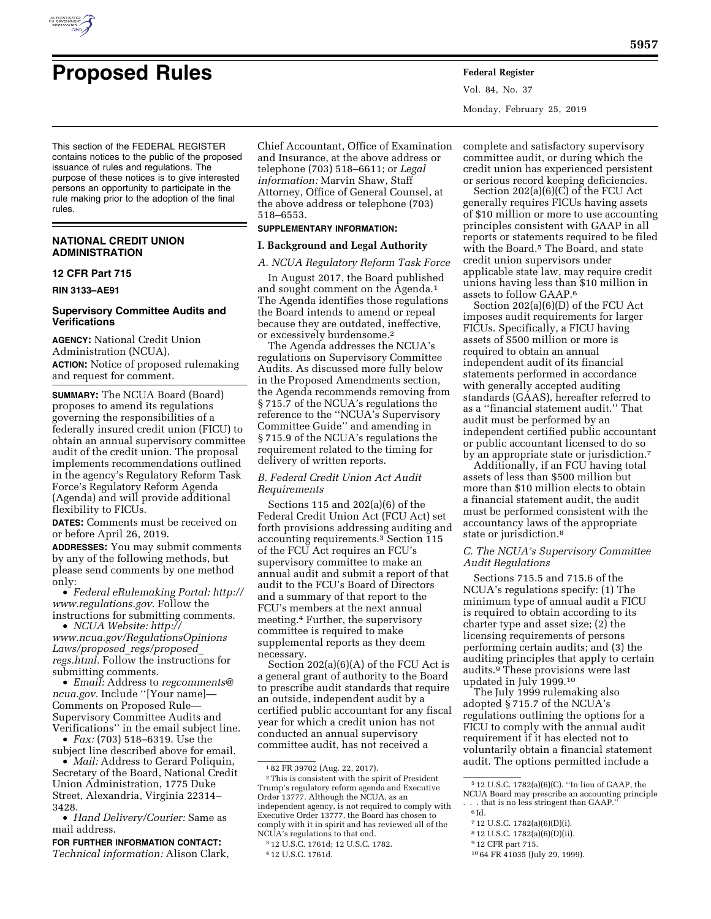# Proposed Rules

This section of the FEDERAL REGISTER contains notices to the public of the proposed issuance of rules and regulations. The purpose of these notices is to give interested persons an opportunity to participate in the rule making prior to the adoption of the final rules.

## NATIONAL CREDIT UNION ADMINISTRATION

### 12 CFR Part 715

**RIN 3133–AE91**

### Supervisory Committee Audits and Verifications

**AGENCY:** National Credit Union Administration (NCUA).

**ACTION:** Notice of proposed rulemaking and request for comment.

**SUMMARY:** The NCUA Board (Board) proposes to amend its regulations governing the responsibilities of a federally insured credit union (FICU) to obtain an annual supervisory committee audit of the credit union. The proposal implements recommendations outlined in the agency's Regulatory Reform Task Force's Regulatory Reform Agenda (Agenda) and will provide additional flexibility to FICUs.

**DATES:** Comments must be received on or before April 26, 2019.

**ADDRESSES:** You may submit comments by any of the following methods, but please send comments by one method only:

- *Federal eRulemaking Portal: http://www.regulations.gov.* Follow the instructions for submitting comments.
- *NCUA Website: http://www.ncua.gov/RegulationsOpinionsLaws/proposed_regs/proposed_regs.html.* Follow the instructions for submitting comments.
- *Email:* Address to *regcomments@ncua.gov.* Include ''[Your name]—Comments on Proposed Rule—Supervisory Committee Audits and Verifications'' in the email subject line.
- *Fax:* (703) 518–6319. Use the subject line described above for email.
- *Mail:* Address to Gerard Poliquin, Secretary of the Board, National Credit Union Administration, 1775 Duke Street, Alexandria, Virginia 22314–3428.
- *Hand Delivery/Courier:* Same as mail address.

**FOR FURTHER INFORMATION CONTACT:** *Technical information:* Alison Clark, Chief Accountant, Office of Examination and Insurance, at the above address or telephone (703) 518–6611; or *Legal information:* Marvin Shaw, Staff Attorney, Office of General Counsel, at the above address or telephone (703) 518–6553.

**SUPPLEMENTARY INFORMATION:**

## I. Background and Legal Authority

### *A. NCUA Regulatory Reform Task Force*

In August 2017, the Board published and sought comment on the Agenda.[1] The Agenda identifies those regulations the Board intends to amend or repeal because they are outdated, ineffective, or excessively burdensome.[2]

The Agenda addresses the NCUA's regulations on Supervisory Committee Audits. As discussed more fully below in the Proposed Amendments section, the Agenda recommends removing from § 715.7 of the NCUA's regulations the reference to the ''NCUA's Supervisory Committee Guide'' and amending in § 715.9 of the NCUA's regulations the requirement related to the timing for delivery of written reports.

### *B. Federal Credit Union Act Audit Requirements*

Sections 115 and 202(a)(6) of the Federal Credit Union Act (FCU Act) set forth provisions addressing auditing and accounting requirements.[3] Section 115 of the FCU Act requires an FCU's supervisory committee to make an annual audit and submit a report of that audit to the FCU's Board of Directors and a summary of that report to the FCU's members at the next annual meeting.[4] Further, the supervisory committee is required to make supplemental reports as they deem necessary.

Section 202(a)(6)(A) of the FCU Act is a general grant of authority to the Board to prescribe audit standards that require an outside, independent audit by a certified public accountant for any fiscal year for which a credit union has not conducted an annual supervisory committee audit, has not received a complete and satisfactory supervisory committee audit, or during which the credit union has experienced persistent or serious record keeping deficiencies.

Section 202(a)(6)(C) of the FCU Act generally requires FICUs having assets of $10 million or more to use accounting principles consistent with GAAP in all reports or statements required to be filed with the Board.[5] The Board, and state credit union supervisors under applicable state law, may require credit unions having less than $10 million in assets to follow GAAP.[6]

Section 202(a)(6)(D) of the FCU Act imposes audit requirements for larger FICUs. Specifically, a FICU having assets of $500 million or more is required to obtain an annual independent audit of its financial statements performed in accordance with generally accepted auditing standards (GAAS), hereafter referred to as a ''financial statement audit.'' That audit must be performed by an independent certified public accountant or public accountant licensed to do so by an appropriate state or jurisdiction.[7]

Additionally, if an FCU having total assets of less than $500 million but more than $10 million elects to obtain a financial statement audit, the audit must be performed consistent with the accountancy laws of the appropriate state or jurisdiction.[8]

### *C. The NCUA's Supervisory Committee Audit Regulations*

Sections 715.5 and 715.6 of the NCUA's regulations specify: (1) The minimum type of annual audit a FICU is required to obtain according to its charter type and asset size; (2) the licensing requirements of persons performing certain audits; and (3) the auditing principles that apply to certain audits.[9] These provisions were last updated in July 1999.[10]

The July 1999 rulemaking also adopted § 715.7 of the NCUA's regulations outlining the options for a FICU to comply with the annual audit requirement if it has elected not to voluntarily obtain a financial statement audit. The options permitted include a

---

[1] 82 FR 39702 (Aug. 22, 2017).

[2] This is consistent with the spirit of President Trump's regulatory reform agenda and Executive Order 13777. Although the NCUA, as an independent agency, is not required to comply with Executive Order 13777, the Board has chosen to comply with it in spirit and has reviewed all of the NCUA's regulations to that end.

[3] 12 U.S.C. 1761d; 12 U.S.C. 1782.

[4] 12 U.S.C. 1761d.

[5] 12 U.S.C. 1782(a)(6)(C). ''In lieu of GAAP, the NCUA Board may prescribe an accounting principle . . . that is no less stringent than GAAP.''

[6] Id.

[7] 12 U.S.C. 1782(a)(6)(D)(i).

[8] 12 U.S.C. 1782(a)(6)(D)(ii).

[9] 12 CFR part 715.

[10] 64 FR 41035 (July 29, 1999).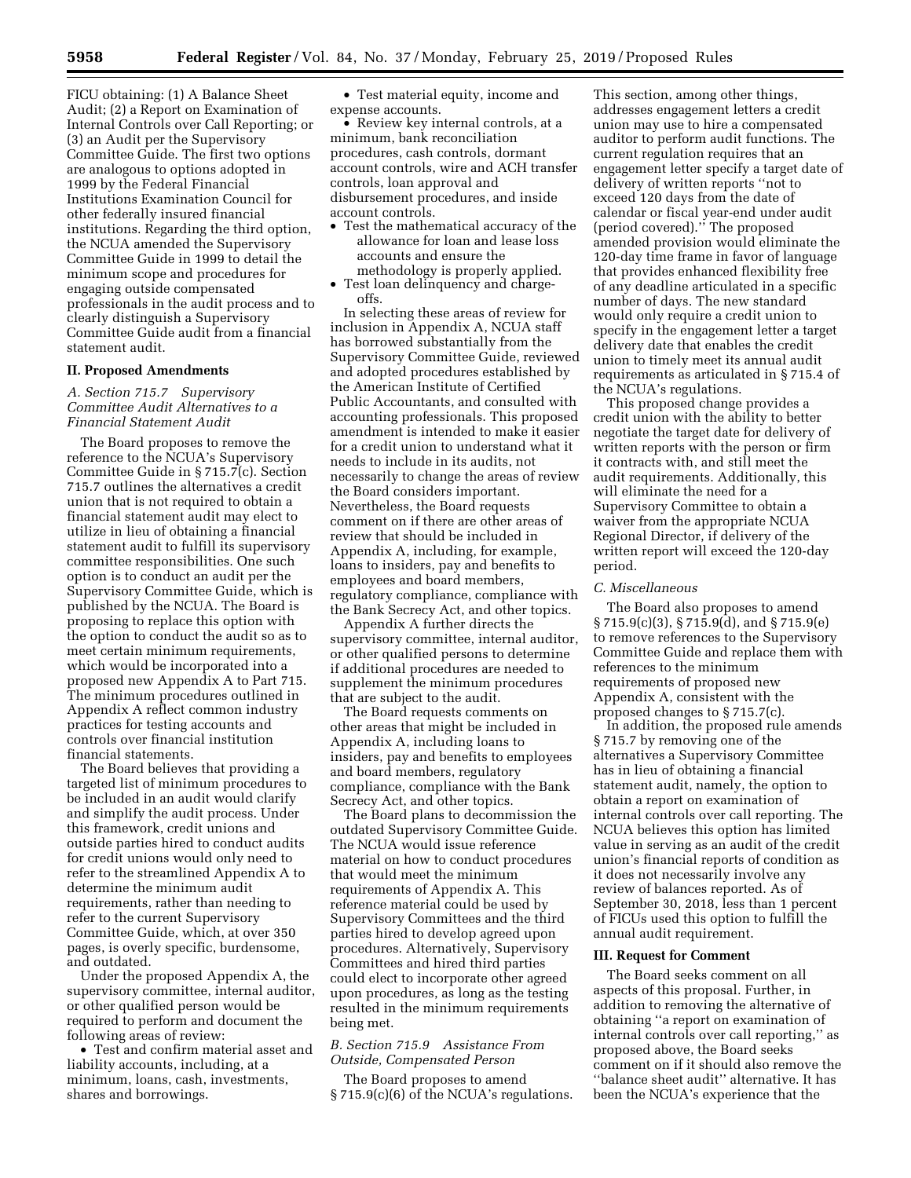FICU obtaining: (1) A Balance Sheet Audit; (2) a Report on Examination of Internal Controls over Call Reporting; or (3) an Audit per the Supervisory Committee Guide. The first two options are analogous to options adopted in 1999 by the Federal Financial Institutions Examination Council for other federally insured financial institutions. Regarding the third option, the NCUA amended the Supervisory Committee Guide in 1999 to detail the minimum scope and procedures for engaging outside compensated professionals in the audit process and to clearly distinguish a Supervisory Committee Guide audit from a financial statement audit.

## II. Proposed Amendments

### *A. Section 715.7 Supervisory Committee Audit Alternatives to a Financial Statement Audit*

The Board proposes to remove the reference to the NCUA's Supervisory Committee Guide in § 715.7(c). Section 715.7 outlines the alternatives a credit union that is not required to obtain a financial statement audit may elect to utilize in lieu of obtaining a financial statement audit to fulfill its supervisory committee responsibilities. One such option is to conduct an audit per the Supervisory Committee Guide, which is published by the NCUA. The Board is proposing to replace this option with the option to conduct the audit so as to meet certain minimum requirements, which would be incorporated into a proposed new Appendix A to Part 715. The minimum procedures outlined in Appendix A reflect common industry practices for testing accounts and controls over financial institution financial statements.

The Board believes that providing a targeted list of minimum procedures to be included in an audit would clarify and simplify the audit process. Under this framework, credit unions and outside parties hired to conduct audits for credit unions would only need to refer to the streamlined Appendix A to determine the minimum audit requirements, rather than needing to refer to the current Supervisory Committee Guide, which, at over 350 pages, is overly specific, burdensome, and outdated.

Under the proposed Appendix A, the supervisory committee, internal auditor, or other qualified person would be required to perform and document the following areas of review:

- Test and confirm material asset and liability accounts, including, at a minimum, loans, cash, investments, shares and borrowings.
- Test material equity, income and expense accounts.
- Review key internal controls, at a minimum, bank reconciliation procedures, cash controls, dormant account controls, wire and ACH transfer controls, loan approval and disbursement procedures, and inside account controls.
- Test the mathematical accuracy of the allowance for loan and lease loss accounts and ensure the methodology is properly applied.
- Test loan delinquency and charge-offs.

In selecting these areas of review for inclusion in Appendix A, NCUA staff has borrowed substantially from the Supervisory Committee Guide, reviewed and adopted procedures established by the American Institute of Certified Public Accountants, and consulted with accounting professionals. This proposed amendment is intended to make it easier for a credit union to understand what it needs to include in its audits, not necessarily to change the areas of review the Board considers important. Nevertheless, the Board requests comment on if there are other areas of review that should be included in Appendix A, including, for example, loans to insiders, pay and benefits to employees and board members, regulatory compliance, compliance with the Bank Secrecy Act, and other topics.

Appendix A further directs the supervisory committee, internal auditor, or other qualified persons to determine if additional procedures are needed to supplement the minimum procedures that are subject to the audit.

The Board requests comments on other areas that might be included in Appendix A, including loans to insiders, pay and benefits to employees and board members, regulatory compliance, compliance with the Bank Secrecy Act, and other topics.

The Board plans to decommission the outdated Supervisory Committee Guide. The NCUA would issue reference material on how to conduct procedures that would meet the minimum requirements of Appendix A. This reference material could be used by Supervisory Committees and the third parties hired to develop agreed upon procedures. Alternatively, Supervisory Committees and hired third parties could elect to incorporate other agreed upon procedures, as long as the testing resulted in the minimum requirements being met.

### *B. Section 715.9 Assistance From Outside, Compensated Person*

The Board proposes to amend § 715.9(c)(6) of the NCUA's regulations. This section, among other things, addresses engagement letters a credit union may use to hire a compensated auditor to perform audit functions. The current regulation requires that an engagement letter specify a target date of delivery of written reports "not to exceed 120 days from the date of calendar or fiscal year-end under audit (period covered)." The proposed amended provision would eliminate the 120-day time frame in favor of language that provides enhanced flexibility free of any deadline articulated in a specific number of days. The new standard would only require a credit union to specify in the engagement letter a target delivery date that enables the credit union to timely meet its annual audit requirements as articulated in § 715.4 of the NCUA's regulations.

This proposed change provides a credit union with the ability to better negotiate the target date for delivery of written reports with the person or firm it contracts with, and still meet the audit requirements. Additionally, this will eliminate the need for a Supervisory Committee to obtain a waiver from the appropriate NCUA Regional Director, if delivery of the written report will exceed the 120-day period.

### *C. Miscellaneous*

The Board also proposes to amend § 715.9(c)(3), § 715.9(d), and § 715.9(e) to remove references to the Supervisory Committee Guide and replace them with references to the minimum requirements of proposed new Appendix A, consistent with the proposed changes to § 715.7(c).

In addition, the proposed rule amends § 715.7 by removing one of the alternatives a Supervisory Committee has in lieu of obtaining a financial statement audit, namely, the option to obtain a report on examination of internal controls over call reporting. The NCUA believes this option has limited value in serving as an audit of the credit union's financial reports of condition as it does not necessarily involve any review of balances reported. As of September 30, 2018, less than 1 percent of FICUs used this option to fulfill the annual audit requirement.

## III. Request for Comment

The Board seeks comment on all aspects of this proposal. Further, in addition to removing the alternative of obtaining "a report on examination of internal controls over call reporting," as proposed above, the Board seeks comment on if it should also remove the "balance sheet audit" alternative. It has been the NCUA's experience that the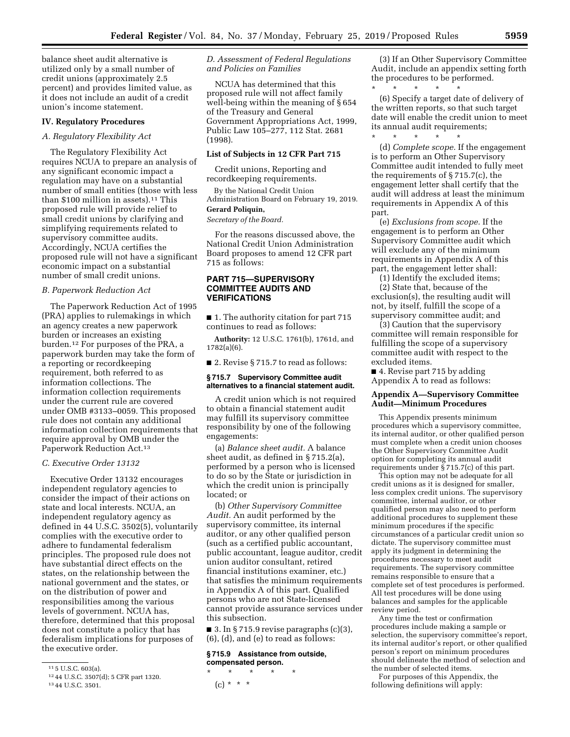balance sheet audit alternative is utilized only by a small number of credit unions (approximately 2.5 percent) and provides limited value, as it does not include an audit of a credit union's income statement.

## IV. Regulatory Procedures

### A. Regulatory Flexibility Act

The Regulatory Flexibility Act requires NCUA to prepare an analysis of any significant economic impact a regulation may have on a substantial number of small entities (those with less than $100 million in assets).[11] This proposed rule will provide relief to small credit unions by clarifying and simplifying requirements related to supervisory committee audits. Accordingly, NCUA certifies the proposed rule will not have a significant economic impact on a substantial number of small credit unions.

### B. Paperwork Reduction Act

The Paperwork Reduction Act of 1995 (PRA) applies to rulemakings in which an agency creates a new paperwork burden or increases an existing burden.[12] For purposes of the PRA, a paperwork burden may take the form of a reporting or recordkeeping requirement, both referred to as information collections. The information collection requirements under the current rule are covered under OMB #3133–0059. This proposed rule does not contain any additional information collection requirements that require approval by OMB under the Paperwork Reduction Act.[13]

### C. Executive Order 13132

Executive Order 13132 encourages independent regulatory agencies to consider the impact of their actions on state and local interests. NCUA, an independent regulatory agency as defined in 44 U.S.C. 3502(5), voluntarily complies with the executive order to adhere to fundamental federalism principles. The proposed rule does not have substantial direct effects on the states, on the relationship between the national government and the states, or on the distribution of power and responsibilities among the various levels of government. NCUA has, therefore, determined that this proposal does not constitute a policy that has federalism implications for purposes of the executive order.

### D. Assessment of Federal Regulations and Policies on Families

NCUA has determined that this proposed rule will not affect family well-being within the meaning of § 654 of the Treasury and General Government Appropriations Act, 1999, Public Law 105–277, 112 Stat. 2681 (1998).

## List of Subjects in 12 CFR Part 715

Credit unions, Reporting and recordkeeping requirements.

By the National Credit Union Administration Board on February 19, 2019.

**Gerard Poliquin,**

*Secretary of the Board.*

For the reasons discussed above, the National Credit Union Administration Board proposes to amend 12 CFR part 715 as follows:

## PART 715—SUPERVISORY COMMITTEE AUDITS AND VERIFICATIONS

■ 1. The authority citation for part 715 continues to read as follows:

**Authority:** 12 U.S.C. 1761(b), 1761d, and 1782(a)(6).

■ 2. Revise § 715.7 to read as follows:

### § 715.7 Supervisory Committee audit alternatives to a financial statement audit.

A credit union which is not required to obtain a financial statement audit may fulfill its supervisory committee responsibility by one of the following engagements:

(a) *Balance sheet audit.* A balance sheet audit, as defined in § 715.2(a), performed by a person who is licensed to do so by the State or jurisdiction in which the credit union is principally located; or

(b) *Other Supervisory Committee Audit.* An audit performed by the supervisory committee, its internal auditor, or any other qualified person (such as a certified public accountant, public accountant, league auditor, credit union auditor consultant, retired financial institutions examiner, etc.) that satisfies the minimum requirements in Appendix A of this part. Qualified persons who are not State-licensed cannot provide assurance services under this subsection.

■ 3. In § 715.9 revise paragraphs (c)(3), (6), (d), and (e) to read as follows:

### § 715.9 Assistance from outside, compensated person.

\* \* \* \* \*

(c) \* \* \*

(3) If an Other Supervisory Committee Audit, include an appendix setting forth the procedures to be performed.

\* \* \* \* \*

(6) Specify a target date of delivery of the written reports, so that such target date will enable the credit union to meet its annual audit requirements;

\* \* \* \* \*

(d) *Complete scope.* If the engagement is to perform an Other Supervisory Committee audit intended to fully meet the requirements of § 715.7(c), the engagement letter shall certify that the audit will address at least the minimum requirements in Appendix A of this part.

(e) *Exclusions from scope.* If the engagement is to perform an Other Supervisory Committee audit which will exclude any of the minimum requirements in Appendix A of this part, the engagement letter shall:

(1) Identify the excluded items;

(2) State that, because of the exclusion(s), the resulting audit will not, by itself, fulfill the scope of a supervisory committee audit; and

(3) Caution that the supervisory committee will remain responsible for fulfilling the scope of a supervisory committee audit with respect to the excluded items.

■ 4. Revise part 715 by adding Appendix A to read as follows:

### Appendix A—Supervisory Committee Audit—Minimum Procedures

This Appendix presents minimum procedures which a supervisory committee, its internal auditor, or other qualified person must complete when a credit union chooses the Other Supervisory Committee Audit option for completing its annual audit requirements under § 715.7(c) of this part.

This option may not be adequate for all credit unions as it is designed for smaller, less complex credit unions. The supervisory committee, internal auditor, or other qualified person may also need to perform additional procedures to supplement these minimum procedures if the specific circumstances of a particular credit union so dictate. The supervisory committee must apply its judgment in determining the procedures necessary to meet audit requirements. The supervisory committee remains responsible to ensure that a complete set of test procedures is performed. All test procedures will be done using balances and samples for the applicable review period.

Any time the test or confirmation procedures include making a sample or selection, the supervisory committee's report, its internal auditor's report, or other qualified person's report on minimum procedures should delineate the method of selection and the number of selected items.

For purposes of this Appendix, the following definitions will apply:

---

[11] 5 U.S.C. 603(a).

[12] 44 U.S.C. 3507(d); 5 CFR part 1320.

[13] 44 U.S.C. 3501.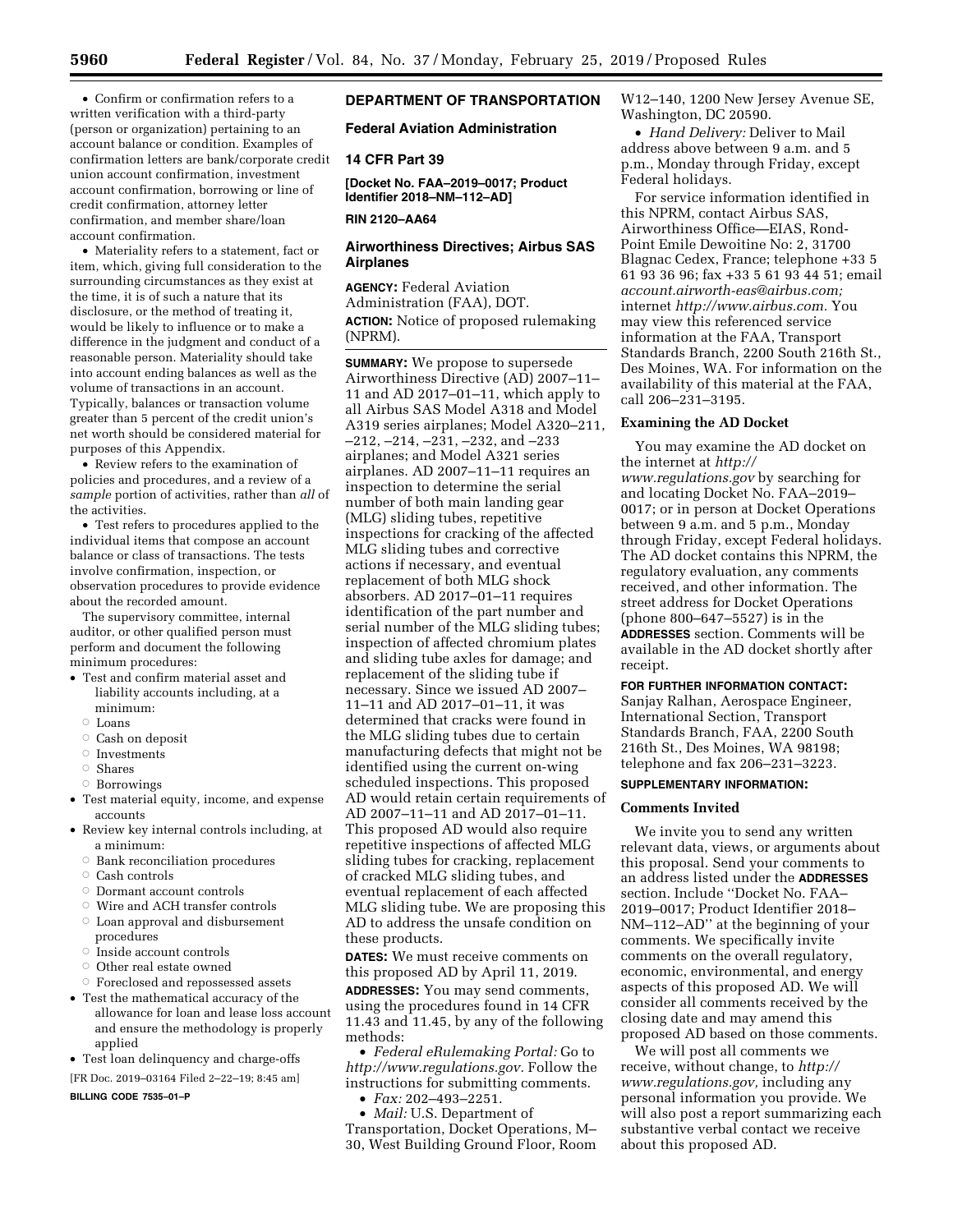• Confirm or confirmation refers to a written verification with a third-party (person or organization) pertaining to an account balance or condition. Examples of confirmation letters are bank/corporate credit union account confirmation, investment account confirmation, borrowing or line of credit confirmation, attorney letter confirmation, and member share/loan account confirmation.

• Materiality refers to a statement, fact or item, which, giving full consideration to the surrounding circumstances as they exist at the time, it is of such a nature that its disclosure, or the method of treating it, would be likely to influence or to make a difference in the judgment and conduct of a reasonable person. Materiality should take into account ending balances as well as the volume of transactions in an account. Typically, balances or transaction volume greater than 5 percent of the credit union's net worth should be considered material for purposes of this Appendix.

• Review refers to the examination of policies and procedures, and a review of a *sample* portion of activities, rather than *all* of the activities.

• Test refers to procedures applied to the individual items that compose an account balance or class of transactions. The tests involve confirmation, inspection, or observation procedures to provide evidence about the recorded amount.

The supervisory committee, internal auditor, or other qualified person must perform and document the following minimum procedures:

- Test and confirm material asset and liability accounts including, at a minimum:
  - Loans
  - Cash on deposit
  - Investments
  - Shares
  - Borrowings
- Test material equity, income, and expense accounts
- Review key internal controls including, at a minimum:
  - Bank reconciliation procedures
  - Cash controls
  - Dormant account controls
  - Wire and ACH transfer controls
  - Loan approval and disbursement procedures
  - Inside account controls
  - Other real estate owned
  - Foreclosed and repossessed assets
- Test the mathematical accuracy of the allowance for loan and lease loss account and ensure the methodology is properly applied
- Test loan delinquency and charge-offs

[FR Doc. 2019–03164 Filed 2–22–19; 8:45 am]

**BILLING CODE 7535–01–P**

## DEPARTMENT OF TRANSPORTATION

### Federal Aviation Administration

### 14 CFR Part 39

**[Docket No. FAA–2019–0017; Product Identifier 2018–NM–112–AD]**

**RIN 2120–AA64**

### Airworthiness Directives; Airbus SAS Airplanes

**AGENCY:** Federal Aviation Administration (FAA), DOT.

**ACTION:** Notice of proposed rulemaking (NPRM).

**SUMMARY:** We propose to supersede Airworthiness Directive (AD) 2007–11–11 and AD 2017–01–11, which apply to all Airbus SAS Model A318 and Model A319 series airplanes; Model A320–211, –212, –214, –231, –232, and –233 airplanes; and Model A321 series airplanes. AD 2007–11–11 requires an inspection to determine the serial number of both main landing gear (MLG) sliding tubes, repetitive inspections for cracking of the affected MLG sliding tubes and corrective actions if necessary, and eventual replacement of both MLG shock absorbers. AD 2017–01–11 requires identification of the part number and serial number of the MLG sliding tubes; inspection of affected chromium plates and sliding tube axles for damage; and replacement of the sliding tube if necessary. Since we issued AD 2007–11–11 and AD 2017–01–11, it was determined that cracks were found in the MLG sliding tubes due to certain manufacturing defects that might not be identified using the current on-wing scheduled inspections. This proposed AD would retain certain requirements of AD 2007–11–11 and AD 2017–01–11. This proposed AD would also require repetitive inspections of affected MLG sliding tubes for cracking, replacement of cracked MLG sliding tubes, and eventual replacement of each affected MLG sliding tube. We are proposing this AD to address the unsafe condition on these products.

**DATES:** We must receive comments on this proposed AD by April 11, 2019.

**ADDRESSES:** You may send comments, using the procedures found in 14 CFR 11.43 and 11.45, by any of the following methods:

• *Federal eRulemaking Portal:* Go to *http://www.regulations.gov.* Follow the instructions for submitting comments.

• *Fax:* 202–493–2251.

• *Mail:* U.S. Department of Transportation, Docket Operations, M–30, West Building Ground Floor, Room W12–140, 1200 New Jersey Avenue SE, Washington, DC 20590.

• *Hand Delivery:* Deliver to Mail address above between 9 a.m. and 5 p.m., Monday through Friday, except Federal holidays.

For service information identified in this NPRM, contact Airbus SAS, Airworthiness Office—EIAS, Rond-Point Emile Dewoitine No: 2, 31700 Blagnac Cedex, France; telephone +33 5 61 93 36 96; fax +33 5 61 93 44 51; email *account.airworth-eas@airbus.com;* internet *http://www.airbus.com.* You may view this referenced service information at the FAA, Transport Standards Branch, 2200 South 216th St., Des Moines, WA. For information on the availability of this material at the FAA, call 206–231–3195.

#### Examining the AD Docket

You may examine the AD docket on the internet at *http://www.regulations.gov* by searching for and locating Docket No. FAA–2019–0017; or in person at Docket Operations between 9 a.m. and 5 p.m., Monday through Friday, except Federal holidays. The AD docket contains this NPRM, the regulatory evaluation, any comments received, and other information. The street address for Docket Operations (phone 800–647–5527) is in the **ADDRESSES** section. Comments will be available in the AD docket shortly after receipt.

**FOR FURTHER INFORMATION CONTACT:** Sanjay Ralhan, Aerospace Engineer, International Section, Transport Standards Branch, FAA, 2200 South 216th St., Des Moines, WA 98198; telephone and fax 206–231–3223.

**SUPPLEMENTARY INFORMATION:**

#### Comments Invited

We invite you to send any written relevant data, views, or arguments about this proposal. Send your comments to an address listed under the **ADDRESSES** section. Include ''Docket No. FAA–2019–0017; Product Identifier 2018–NM–112–AD'' at the beginning of your comments. We specifically invite comments on the overall regulatory, economic, environmental, and energy aspects of this proposed AD. We will consider all comments received by the closing date and may amend this proposed AD based on those comments.

We will post all comments we receive, without change, to *http://www.regulations.gov,* including any personal information you provide. We will also post a report summarizing each substantive verbal contact we receive about this proposed AD.